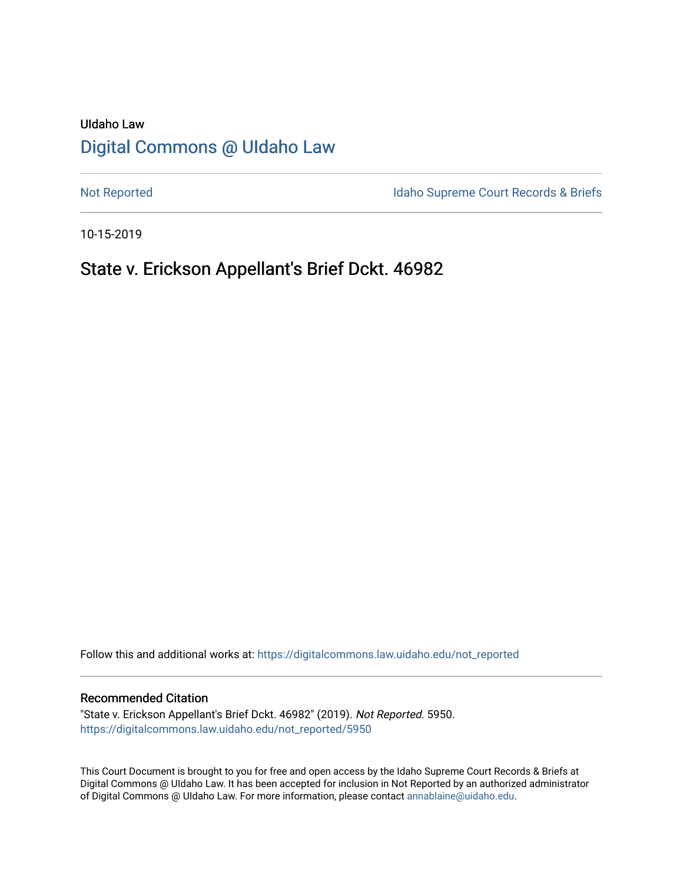UIdaho Law

## Digital Commons @ UIdaho Law

Not Reported | Idaho Supreme Court Records & Briefs

10-15-2019

# State v. Erickson Appellant's Brief Dckt. 46982

Follow this and additional works at: https://digitalcommons.law.uidaho.edu/not_reported

### Recommended Citation

"State v. Erickson Appellant's Brief Dckt. 46982" (2019). *Not Reported.* 5950.
https://digitalcommons.law.uidaho.edu/not_reported/5950

This Court Document is brought to you for free and open access by the Idaho Supreme Court Records & Briefs at Digital Commons @ UIdaho Law. It has been accepted for inclusion in Not Reported by an authorized administrator of Digital Commons @ UIdaho Law. For more information, please contact annablaine@uidaho.edu.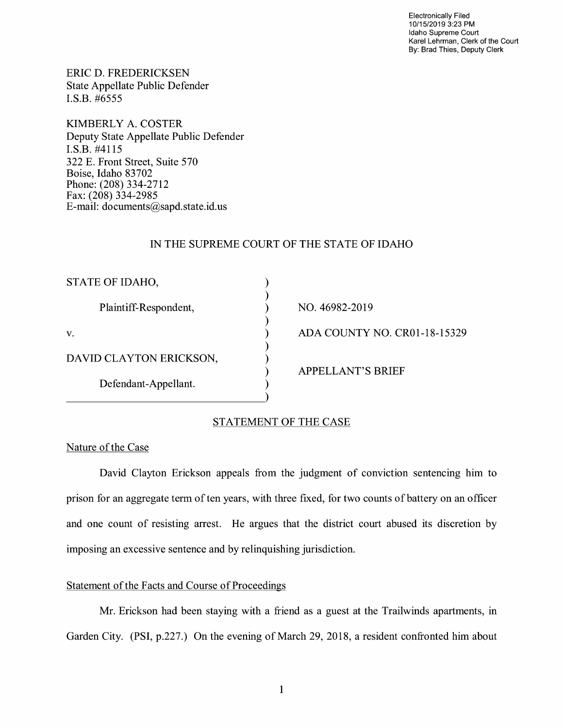Electronically Filed
10/15/2019 3:23 PM
Idaho Supreme Court
Karel Lehrman, Clerk of the Court
By: Brad Thies, Deputy Clerk

ERIC D. FREDERICKSEN
State Appellate Public Defender
I.S.B. #6555

KIMBERLY A. COSTER
Deputy State Appellate Public Defender
I.S.B. #4115
322 E. Front Street, Suite 570
Boise, Idaho 83702
Phone: (208) 334-2712
Fax: (208) 334-2985
E-mail: documents@sapd.state.id.us

IN THE SUPREME COURT OF THE STATE OF IDAHO

| | | |
|---|---|---|
| STATE OF IDAHO, | ) | |
| | ) | |
| Plaintiff-Respondent, | ) | NO. 46982-2019 |
| | ) | |
| v. | ) | ADA COUNTY NO. CR01-18-15329 |
| | ) | |
| DAVID CLAYTON ERICKSON, | ) | |
| | ) | APPELLANT'S BRIEF |
| Defendant-Appellant. | ) | |
| | ) | |

## STATEMENT OF THE CASE

### Nature of the Case

David Clayton Erickson appeals from the judgment of conviction sentencing him to prison for an aggregate term of ten years, with three fixed, for two counts of battery on an officer and one count of resisting arrest. He argues that the district court abused its discretion by imposing an excessive sentence and by relinquishing jurisdiction.

### Statement of the Facts and Course of Proceedings

Mr. Erickson had been staying with a friend as a guest at the Trailwinds apartments, in Garden City. (PSI, p.227.) On the evening of March 29, 2018, a resident confronted him about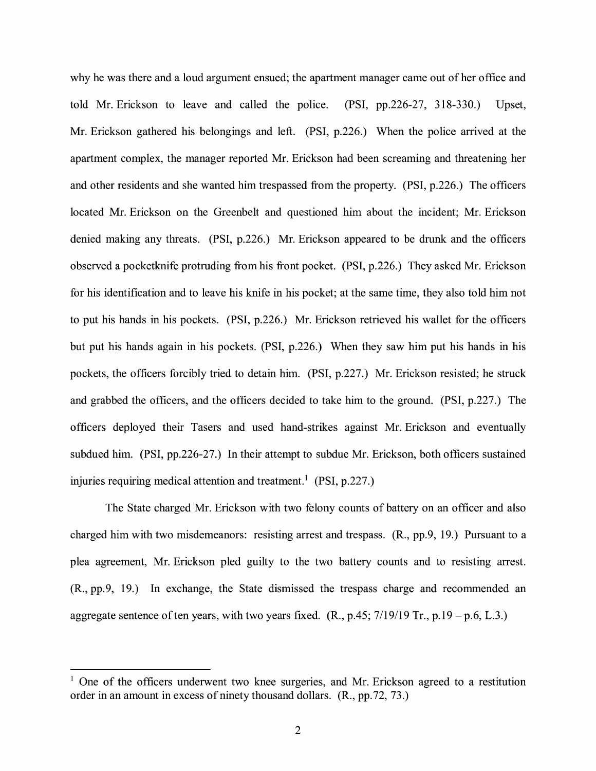why he was there and a loud argument ensued; the apartment manager came out of her office and told Mr. Erickson to leave and called the police. (PSI, pp.226-27, 318-330.) Upset, Mr. Erickson gathered his belongings and left. (PSI, p.226.) When the police arrived at the apartment complex, the manager reported Mr. Erickson had been screaming and threatening her and other residents and she wanted him trespassed from the property. (PSI, p.226.) The officers located Mr. Erickson on the Greenbelt and questioned him about the incident; Mr. Erickson denied making any threats. (PSI, p.226.) Mr. Erickson appeared to be drunk and the officers observed a pocketknife protruding from his front pocket. (PSI, p.226.) They asked Mr. Erickson for his identification and to leave his knife in his pocket; at the same time, they also told him not to put his hands in his pockets. (PSI, p.226.) Mr. Erickson retrieved his wallet for the officers but put his hands again in his pockets. (PSI, p.226.) When they saw him put his hands in his pockets, the officers forcibly tried to detain him. (PSI, p.227.) Mr. Erickson resisted; he struck and grabbed the officers, and the officers decided to take him to the ground. (PSI, p.227.) The officers deployed their Tasers and used hand-strikes against Mr. Erickson and eventually subdued him. (PSI, pp.226-27.) In their attempt to subdue Mr. Erickson, both officers sustained injuries requiring medical attention and treatment.[1] (PSI, p.227.)

The State charged Mr. Erickson with two felony counts of battery on an officer and also charged him with two misdemeanors: resisting arrest and trespass. (R., pp.9, 19.) Pursuant to a plea agreement, Mr. Erickson pled guilty to the two battery counts and to resisting arrest. (R., pp.9, 19.) In exchange, the State dismissed the trespass charge and recommended an aggregate sentence of ten years, with two years fixed. (R., p.45; 7/19/19 Tr., p.19 – p.6, L.3.)

---

[1] One of the officers underwent two knee surgeries, and Mr. Erickson agreed to a restitution order in an amount in excess of ninety thousand dollars. (R., pp.72, 73.)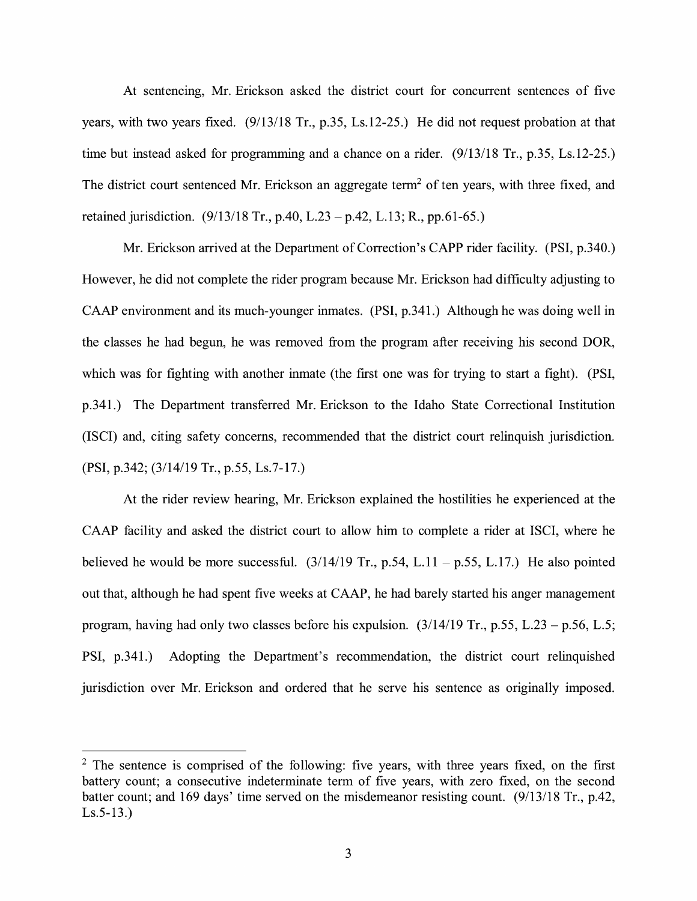At sentencing, Mr. Erickson asked the district court for concurrent sentences of five years, with two years fixed. (9/13/18 Tr., p.35, Ls.12-25.) He did not request probation at that time but instead asked for programming and a chance on a rider. (9/13/18 Tr., p.35, Ls.12-25.) The district court sentenced Mr. Erickson an aggregate term[2] of ten years, with three fixed, and retained jurisdiction. (9/13/18 Tr., p.40, L.23 – p.42, L.13; R., pp.61-65.)

Mr. Erickson arrived at the Department of Correction's CAPP rider facility. (PSI, p.340.) However, he did not complete the rider program because Mr. Erickson had difficulty adjusting to CAAP environment and its much-younger inmates. (PSI, p.341.) Although he was doing well in the classes he had begun, he was removed from the program after receiving his second DOR, which was for fighting with another inmate (the first one was for trying to start a fight). (PSI, p.341.) The Department transferred Mr. Erickson to the Idaho State Correctional Institution (ISCI) and, citing safety concerns, recommended that the district court relinquish jurisdiction. (PSI, p.342; (3/14/19 Tr., p.55, Ls.7-17.)

At the rider review hearing, Mr. Erickson explained the hostilities he experienced at the CAAP facility and asked the district court to allow him to complete a rider at ISCI, where he believed he would be more successful. (3/14/19 Tr., p.54, L.11 – p.55, L.17.) He also pointed out that, although he had spent five weeks at CAAP, he had barely started his anger management program, having had only two classes before his expulsion. (3/14/19 Tr., p.55, L.23 – p.56, L.5; PSI, p.341.) Adopting the Department's recommendation, the district court relinquished jurisdiction over Mr. Erickson and ordered that he serve his sentence as originally imposed.

[2] The sentence is comprised of the following: five years, with three years fixed, on the first battery count; a consecutive indeterminate term of five years, with zero fixed, on the second batter count; and 169 days' time served on the misdemeanor resisting count. (9/13/18 Tr., p.42, Ls.5-13.)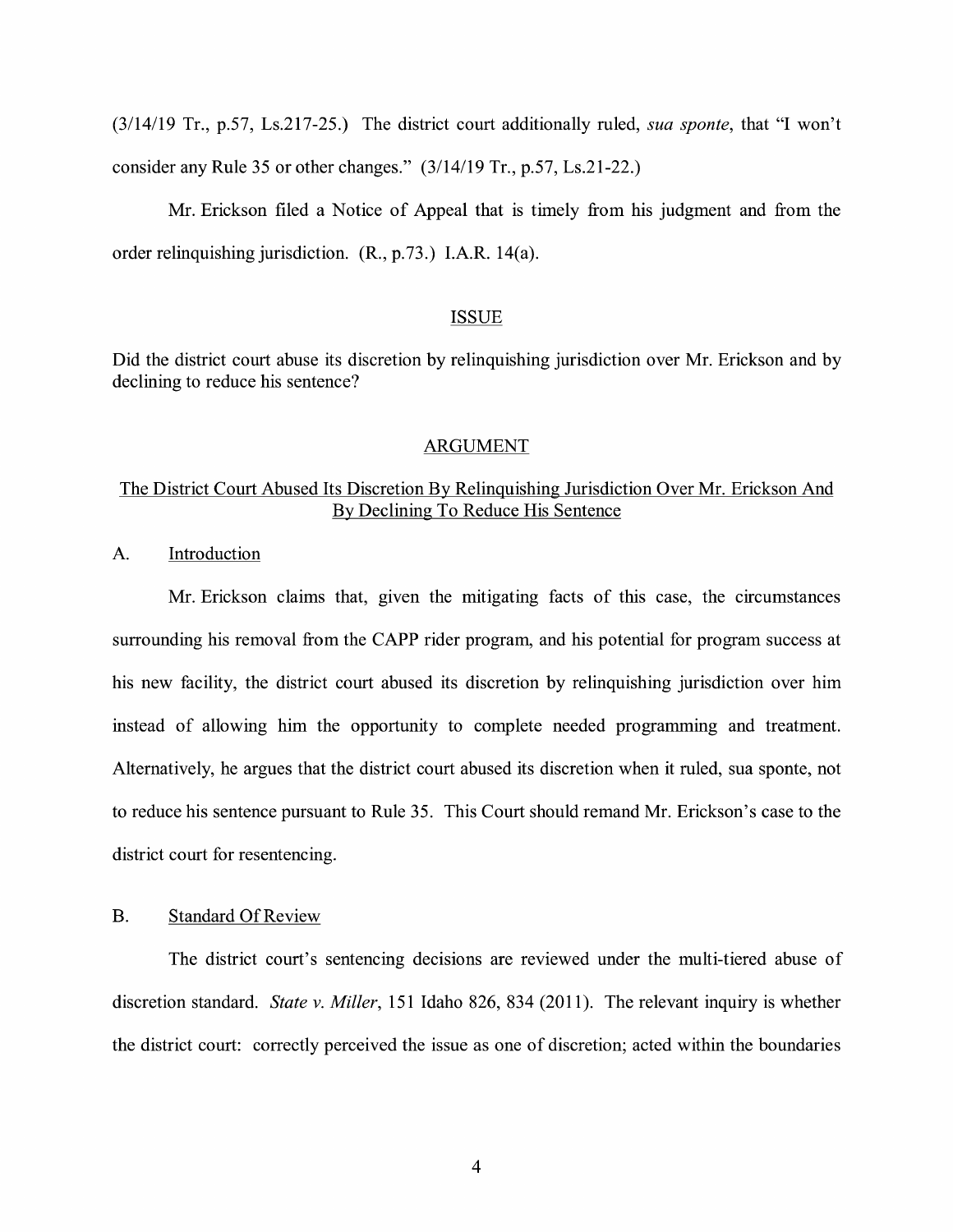(3/14/19 Tr., p.57, Ls.217-25.) The district court additionally ruled, *sua sponte*, that "I won't consider any Rule 35 or other changes." (3/14/19 Tr., p.57, Ls.21-22.)

Mr. Erickson filed a Notice of Appeal that is timely from his judgment and from the order relinquishing jurisdiction. (R., p.73.) I.A.R. 14(a).

## ISSUE

Did the district court abuse its discretion by relinquishing jurisdiction over Mr. Erickson and by declining to reduce his sentence?

## ARGUMENT

### The District Court Abused Its Discretion By Relinquishing Jurisdiction Over Mr. Erickson And By Declining To Reduce His Sentence

#### A. Introduction

Mr. Erickson claims that, given the mitigating facts of this case, the circumstances surrounding his removal from the CAPP rider program, and his potential for program success at his new facility, the district court abused its discretion by relinquishing jurisdiction over him instead of allowing him the opportunity to complete needed programming and treatment. Alternatively, he argues that the district court abused its discretion when it ruled, sua sponte, not to reduce his sentence pursuant to Rule 35. This Court should remand Mr. Erickson's case to the district court for resentencing.

#### B. Standard Of Review

The district court's sentencing decisions are reviewed under the multi-tiered abuse of discretion standard. *State v. Miller*, 151 Idaho 826, 834 (2011). The relevant inquiry is whether the district court: correctly perceived the issue as one of discretion; acted within the boundaries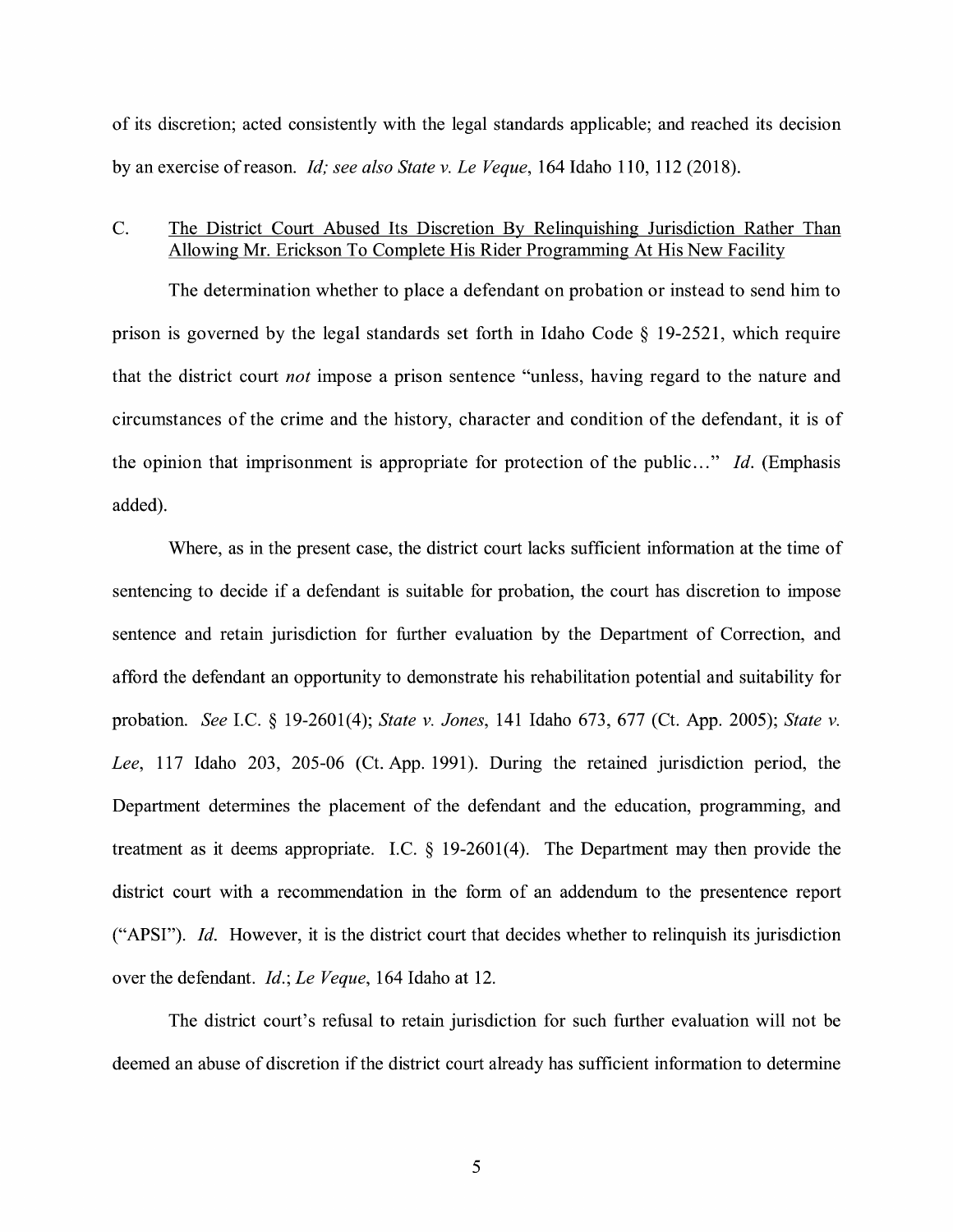of its discretion; acted consistently with the legal standards applicable; and reached its decision by an exercise of reason. *Id; see also State v. Le Veque*, 164 Idaho 110, 112 (2018).

C. <u>The District Court Abused Its Discretion By Relinquishing Jurisdiction Rather Than Allowing Mr. Erickson To Complete His Rider Programming At His New Facility</u>

The determination whether to place a defendant on probation or instead to send him to prison is governed by the legal standards set forth in Idaho Code § 19-2521, which require that the district court *not* impose a prison sentence "unless, having regard to the nature and circumstances of the crime and the history, character and condition of the defendant, it is of the opinion that imprisonment is appropriate for protection of the public…" *Id*. (Emphasis added).

Where, as in the present case, the district court lacks sufficient information at the time of sentencing to decide if a defendant is suitable for probation, the court has discretion to impose sentence and retain jurisdiction for further evaluation by the Department of Correction, and afford the defendant an opportunity to demonstrate his rehabilitation potential and suitability for probation. *See* I.C. § 19-2601(4); *State v. Jones*, 141 Idaho 673, 677 (Ct. App. 2005); *State v. Lee*, 117 Idaho 203, 205-06 (Ct. App. 1991). During the retained jurisdiction period, the Department determines the placement of the defendant and the education, programming, and treatment as it deems appropriate. I.C. § 19-2601(4). The Department may then provide the district court with a recommendation in the form of an addendum to the presentence report ("APSI"). *Id*. However, it is the district court that decides whether to relinquish its jurisdiction over the defendant. *Id*.; *Le Veque*, 164 Idaho at 12.

The district court's refusal to retain jurisdiction for such further evaluation will not be deemed an abuse of discretion if the district court already has sufficient information to determine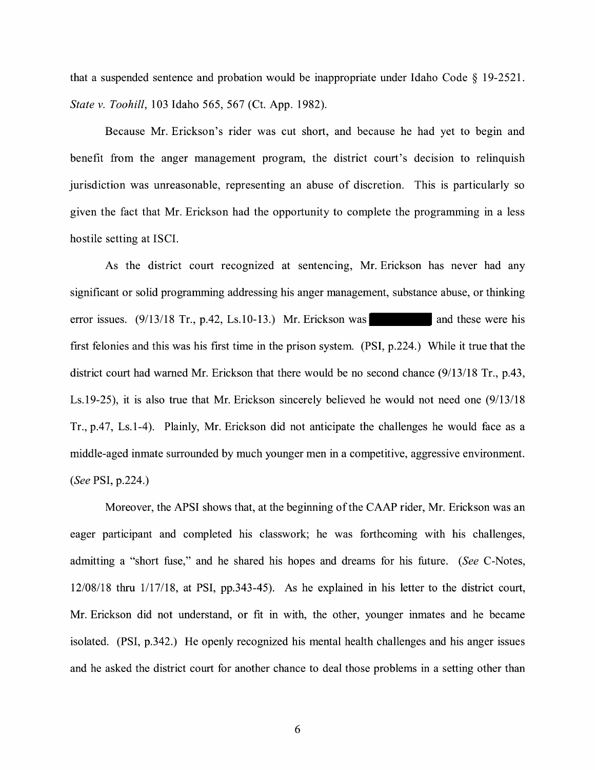that a suspended sentence and probation would be inappropriate under Idaho Code § 19-2521. *State v. Toohill*, 103 Idaho 565, 567 (Ct. App. 1982).

Because Mr. Erickson's rider was cut short, and because he had yet to begin and benefit from the anger management program, the district court's decision to relinquish jurisdiction was unreasonable, representing an abuse of discretion. This is particularly so given the fact that Mr. Erickson had the opportunity to complete the programming in a less hostile setting at ISCI.

As the district court recognized at sentencing, Mr. Erickson has never had any significant or solid programming addressing his anger management, substance abuse, or thinking error issues. (9/13/18 Tr., p.42, Ls.10-13.) Mr. Erickson was [REDACTED] and these were his first felonies and this was his first time in the prison system. (PSI, p.224.) While it true that the district court had warned Mr. Erickson that there would be no second chance (9/13/18 Tr., p.43, Ls.19-25), it is also true that Mr. Erickson sincerely believed he would not need one (9/13/18 Tr., p.47, Ls.1-4). Plainly, Mr. Erickson did not anticipate the challenges he would face as a middle-aged inmate surrounded by much younger men in a competitive, aggressive environment. (*See* PSI, p.224.)

Moreover, the APSI shows that, at the beginning of the CAAP rider, Mr. Erickson was an eager participant and completed his classwork; he was forthcoming with his challenges, admitting a "short fuse," and he shared his hopes and dreams for his future. (*See* C-Notes, 12/08/18 thru 1/17/18, at PSI, pp.343-45). As he explained in his letter to the district court, Mr. Erickson did not understand, or fit in with, the other, younger inmates and he became isolated. (PSI, p.342.) He openly recognized his mental health challenges and his anger issues and he asked the district court for another chance to deal those problems in a setting other than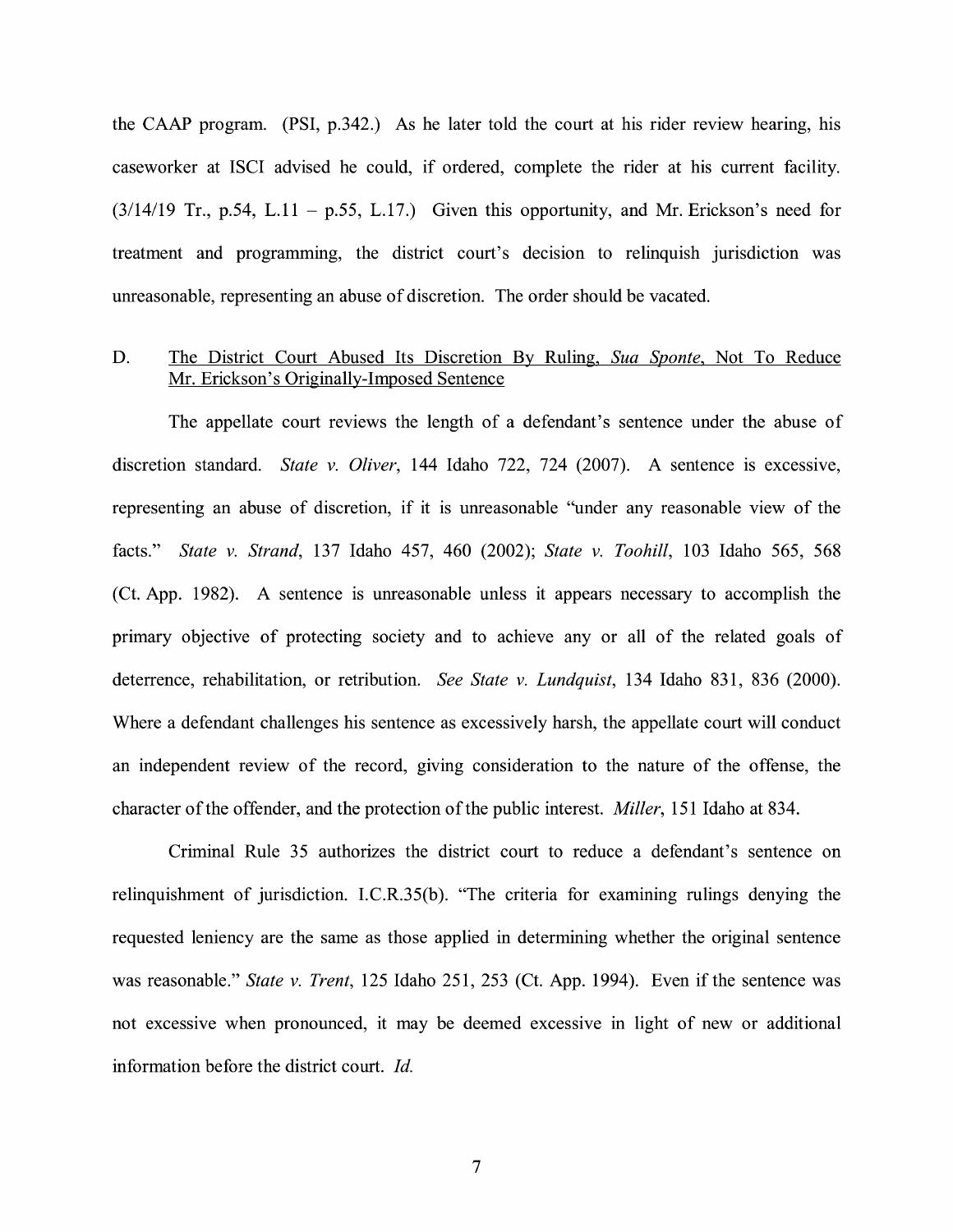the CAAP program. (PSI, p.342.) As he later told the court at his rider review hearing, his caseworker at ISCI advised he could, if ordered, complete the rider at his current facility. (3/14/19 Tr., p.54, L.11 – p.55, L.17.) Given this opportunity, and Mr. Erickson's need for treatment and programming, the district court's decision to relinquish jurisdiction was unreasonable, representing an abuse of discretion. The order should be vacated.

### D. <u>The District Court Abused Its Discretion By Ruling, *Sua Sponte*, Not To Reduce Mr. Erickson's Originally-Imposed Sentence</u>

The appellate court reviews the length of a defendant's sentence under the abuse of discretion standard. *State v. Oliver*, 144 Idaho 722, 724 (2007). A sentence is excessive, representing an abuse of discretion, if it is unreasonable "under any reasonable view of the facts." *State v. Strand*, 137 Idaho 457, 460 (2002); *State v. Toohill*, 103 Idaho 565, 568 (Ct. App. 1982). A sentence is unreasonable unless it appears necessary to accomplish the primary objective of protecting society and to achieve any or all of the related goals of deterrence, rehabilitation, or retribution. *See State v. Lundquist*, 134 Idaho 831, 836 (2000). Where a defendant challenges his sentence as excessively harsh, the appellate court will conduct an independent review of the record, giving consideration to the nature of the offense, the character of the offender, and the protection of the public interest. *Miller*, 151 Idaho at 834.

Criminal Rule 35 authorizes the district court to reduce a defendant's sentence on relinquishment of jurisdiction. I.C.R.35(b). "The criteria for examining rulings denying the requested leniency are the same as those applied in determining whether the original sentence was reasonable." *State v. Trent*, 125 Idaho 251, 253 (Ct. App. 1994). Even if the sentence was not excessive when pronounced, it may be deemed excessive in light of new or additional information before the district court. *Id.*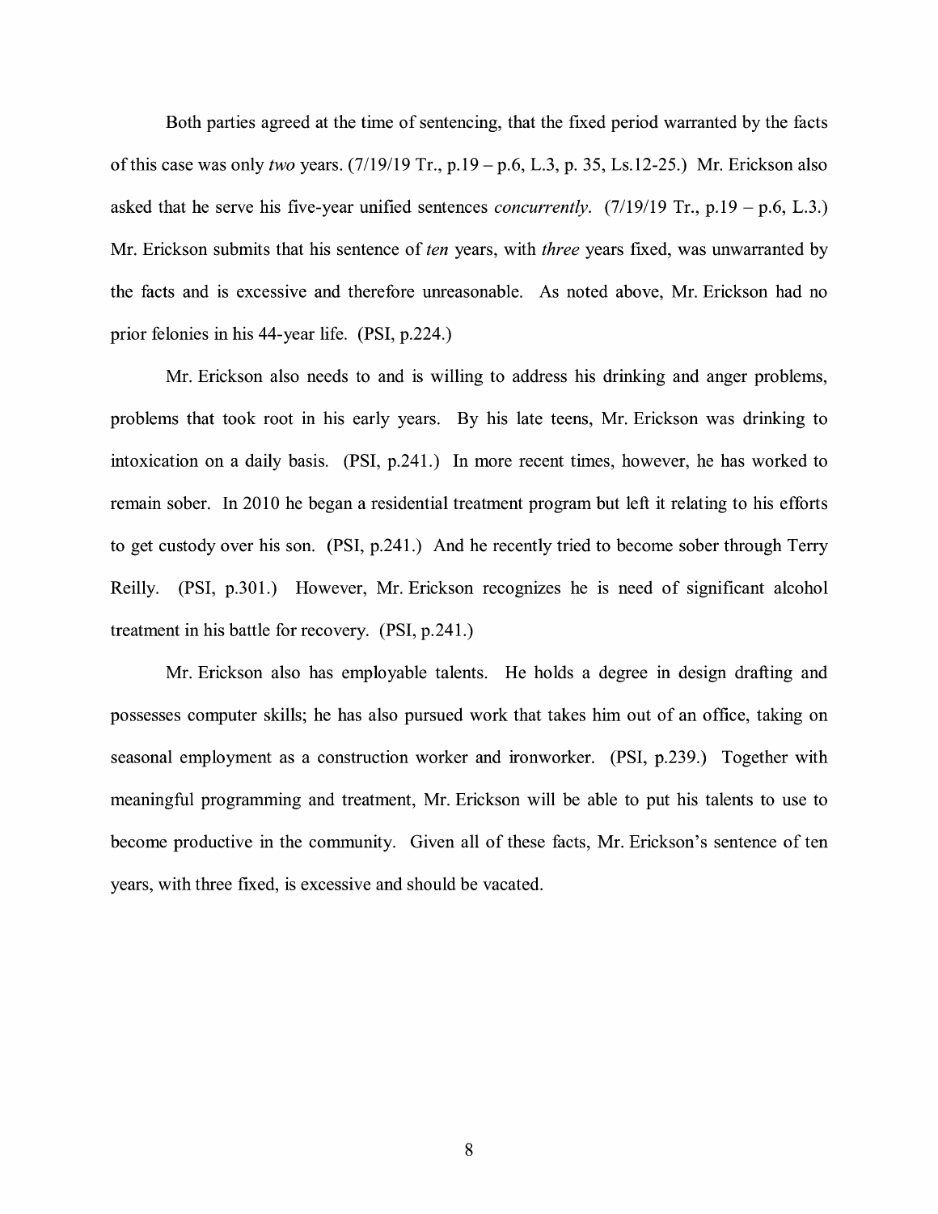Both parties agreed at the time of sentencing, that the fixed period warranted by the facts of this case was only *two* years. (7/19/19 Tr., p.19 – p.6, L.3, p. 35, Ls.12-25.) Mr. Erickson also asked that he serve his five-year unified sentences *concurrently*. (7/19/19 Tr., p.19 – p.6, L.3.) Mr. Erickson submits that his sentence of *ten* years, with *three* years fixed, was unwarranted by the facts and is excessive and therefore unreasonable. As noted above, Mr. Erickson had no prior felonies in his 44-year life. (PSI, p.224.)

Mr. Erickson also needs to and is willing to address his drinking and anger problems, problems that took root in his early years. By his late teens, Mr. Erickson was drinking to intoxication on a daily basis. (PSI, p.241.) In more recent times, however, he has worked to remain sober. In 2010 he began a residential treatment program but left it relating to his efforts to get custody over his son. (PSI, p.241.) And he recently tried to become sober through Terry Reilly. (PSI, p.301.) However, Mr. Erickson recognizes he is need of significant alcohol treatment in his battle for recovery. (PSI, p.241.)

Mr. Erickson also has employable talents. He holds a degree in design drafting and possesses computer skills; he has also pursued work that takes him out of an office, taking on seasonal employment as a construction worker and ironworker. (PSI, p.239.) Together with meaningful programming and treatment, Mr. Erickson will be able to put his talents to use to become productive in the community. Given all of these facts, Mr. Erickson's sentence of ten years, with three fixed, is excessive and should be vacated.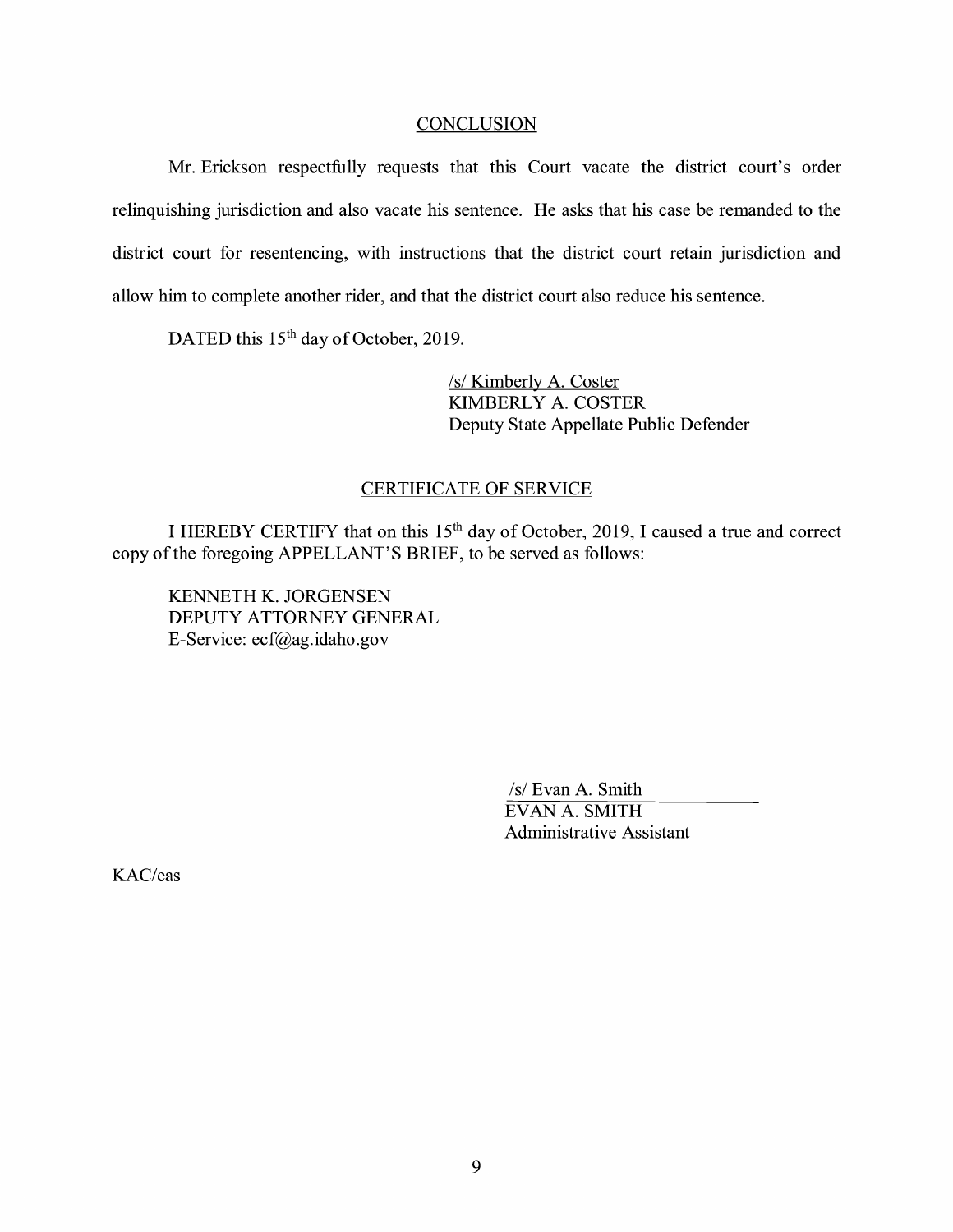## CONCLUSION

Mr. Erickson respectfully requests that this Court vacate the district court's order relinquishing jurisdiction and also vacate his sentence. He asks that his case be remanded to the district court for resentencing, with instructions that the district court retain jurisdiction and allow him to complete another rider, and that the district court also reduce his sentence.

DATED this 15th day of October, 2019.

/s/ Kimberly A. Coster
KIMBERLY A. COSTER
Deputy State Appellate Public Defender

## CERTIFICATE OF SERVICE

I HEREBY CERTIFY that on this 15th day of October, 2019, I caused a true and correct copy of the foregoing APPELLANT'S BRIEF, to be served as follows:

KENNETH K. JORGENSEN
DEPUTY ATTORNEY GENERAL
E-Service: ecf@ag.idaho.gov

/s/ Evan A. Smith
EVAN A. SMITH
Administrative Assistant

KAC/eas